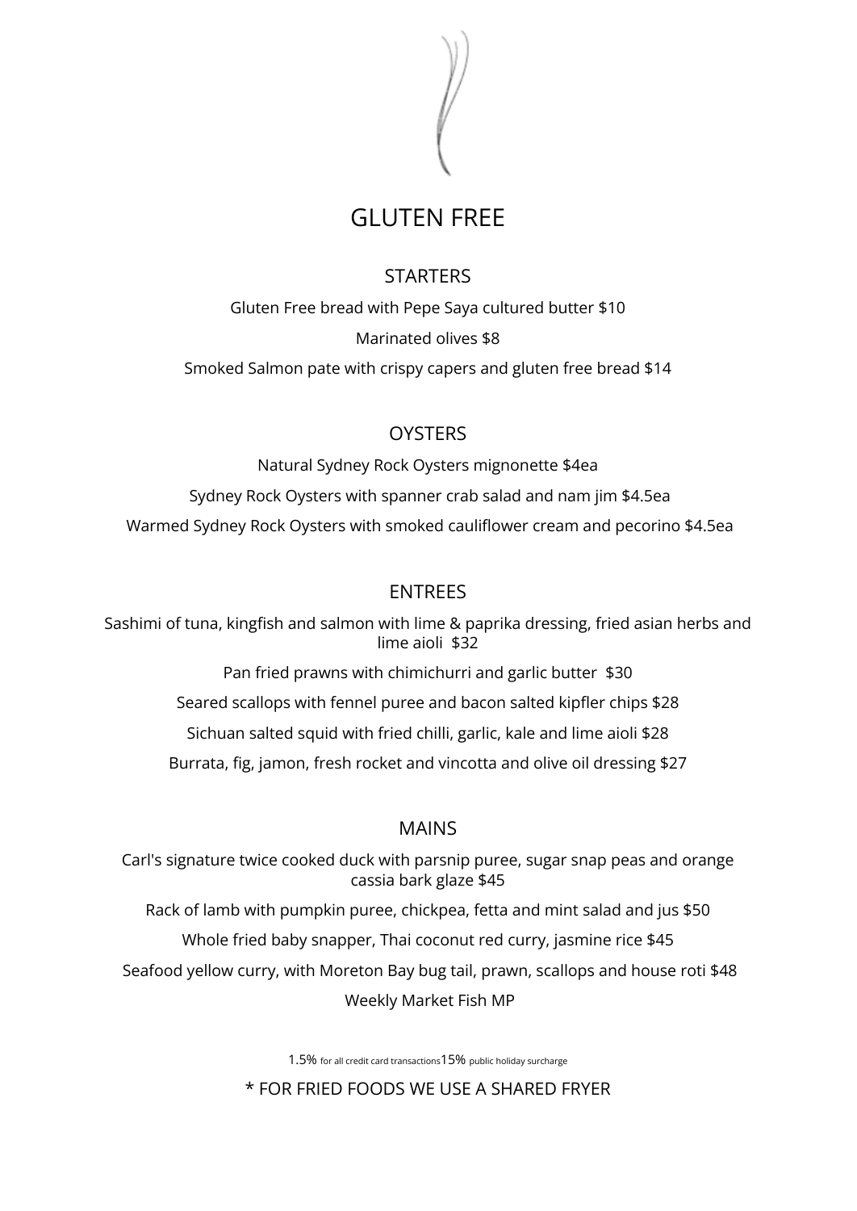# GLUTEN FREE

## STARTERS

Gluten Free bread with Pepe Saya cultured butter $10

Marinated olives $8

Smoked Salmon pate with crispy capers and gluten free bread $14

## OYSTERS

Natural Sydney Rock Oysters mignonette $4ea

Sydney Rock Oysters with spanner crab salad and nam jim $4.5ea

Warmed Sydney Rock Oysters with smoked cauliflower cream and pecorino $4.5ea

## ENTREES

Sashimi of tuna, kingfish and salmon with lime & paprika dressing, fried asian herbs and lime aioli $32

Pan fried prawns with chimichurri and garlic butter $30

Seared scallops with fennel puree and bacon salted kipfler chips $28

Sichuan salted squid with fried chilli, garlic, kale and lime aioli $28

Burrata, fig, jamon, fresh rocket and vincotta and olive oil dressing $27

## MAINS

Carl's signature twice cooked duck with parsnip puree, sugar snap peas and orange cassia bark glaze $45

Rack of lamb with pumpkin puree, chickpea, fetta and mint salad and jus $50

Whole fried baby snapper, Thai coconut red curry, jasmine rice $45

Seafood yellow curry, with Moreton Bay bug tail, prawn, scallops and house roti $48

Weekly Market Fish MP

1.5% for all credit card transactions 15% public holiday surcharge

* FOR FRIED FOODS WE USE A SHARED FRYER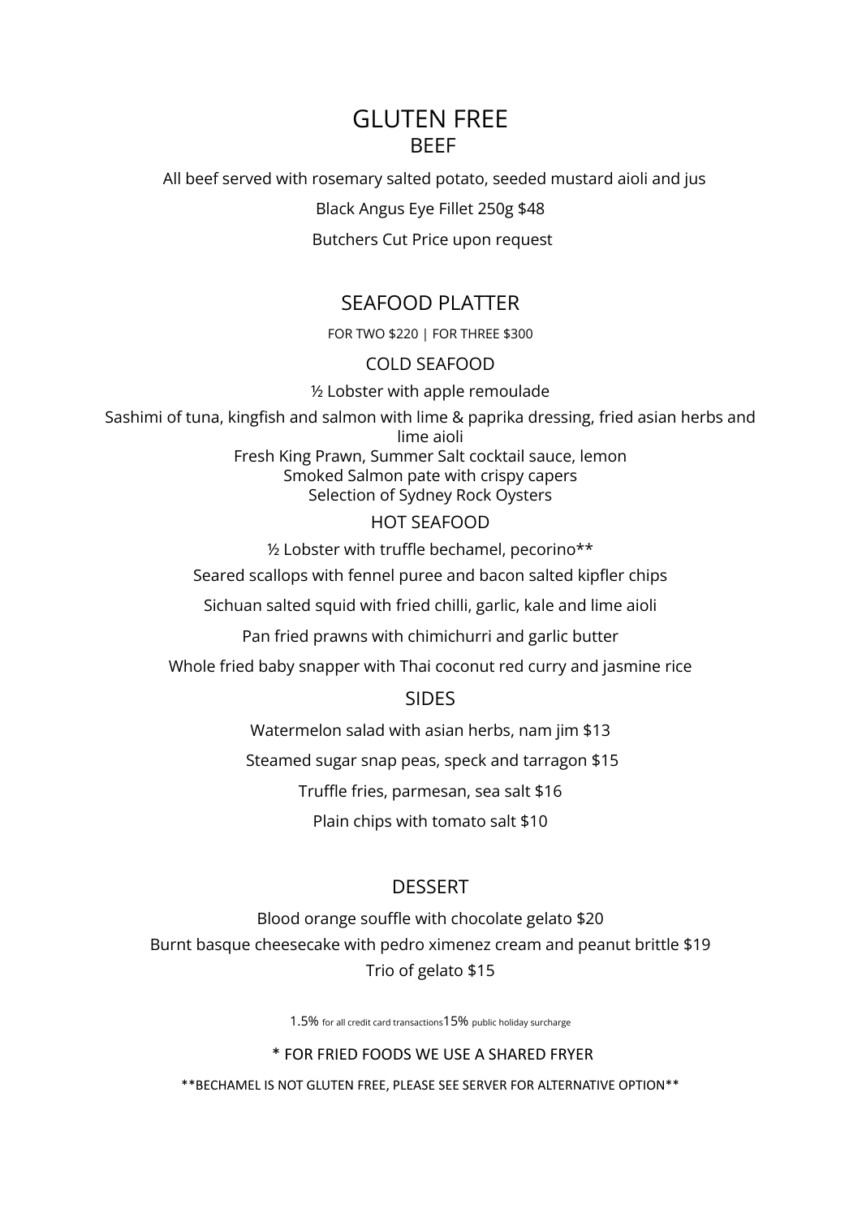# GLUTEN FREE

## BEEF

All beef served with rosemary salted potato, seeded mustard aioli and jus

Black Angus Eye Fillet 250g $48

Butchers Cut Price upon request

## SEAFOOD PLATTER

FOR TWO $220 | FOR THREE $300

### COLD SEAFOOD

½ Lobster with apple remoulade

Sashimi of tuna, kingfish and salmon with lime & paprika dressing, fried asian herbs and lime aioli

Fresh King Prawn, Summer Salt cocktail sauce, lemon

Smoked Salmon pate with crispy capers

Selection of Sydney Rock Oysters

### HOT SEAFOOD

½ Lobster with truffle bechamel, pecorino**

Seared scallops with fennel puree and bacon salted kipfler chips

Sichuan salted squid with fried chilli, garlic, kale and lime aioli

Pan fried prawns with chimichurri and garlic butter

Whole fried baby snapper with Thai coconut red curry and jasmine rice

### SIDES

Watermelon salad with asian herbs, nam jim $13

Steamed sugar snap peas, speck and tarragon $15

Truffle fries, parmesan, sea salt $16

Plain chips with tomato salt $10

## DESSERT

Blood orange souffle with chocolate gelato $20

Burnt basque cheesecake with pedro ximenez cream and peanut brittle $19

Trio of gelato $15

1.5% for all credit card transactions 15% public holiday surcharge

* FOR FRIED FOODS WE USE A SHARED FRYER

**BECHAMEL IS NOT GLUTEN FREE, PLEASE SEE SERVER FOR ALTERNATIVE OPTION**